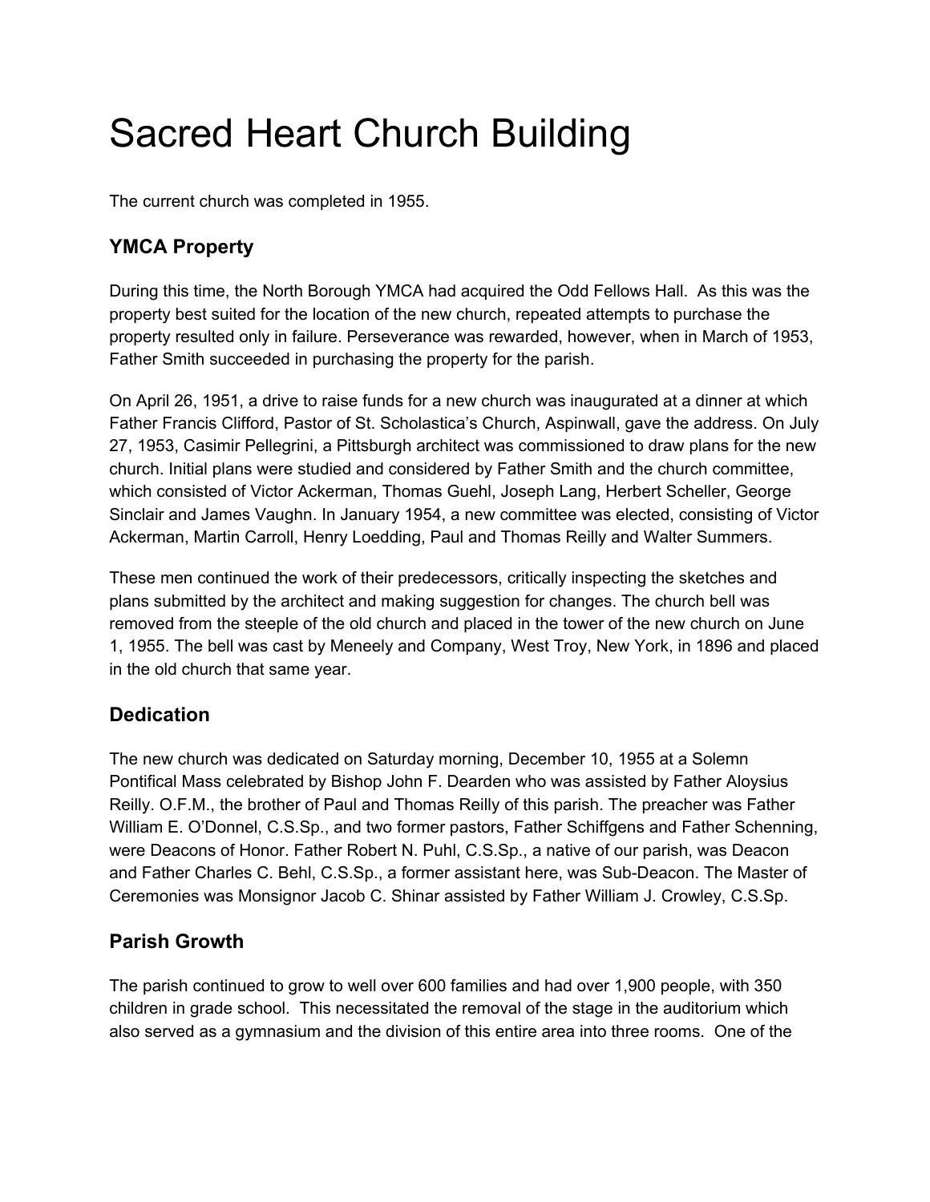# Sacred Heart Church Building

The current church was completed in 1955.

## YMCA Property

During this time, the North Borough YMCA had acquired the Odd Fellows Hall. As this was the property best suited for the location of the new church, repeated attempts to purchase the property resulted only in failure. Perseverance was rewarded, however, when in March of 1953, Father Smith succeeded in purchasing the property for the parish.

On April 26, 1951, a drive to raise funds for a new church was inaugurated at a dinner at which Father Francis Clifford, Pastor of St. Scholastica's Church, Aspinwall, gave the address. On July 27, 1953, Casimir Pellegrini, a Pittsburgh architect was commissioned to draw plans for the new church. Initial plans were studied and considered by Father Smith and the church committee, which consisted of Victor Ackerman, Thomas Guehl, Joseph Lang, Herbert Scheller, George Sinclair and James Vaughn. In January 1954, a new committee was elected, consisting of Victor Ackerman, Martin Carroll, Henry Loedding, Paul and Thomas Reilly and Walter Summers.

These men continued the work of their predecessors, critically inspecting the sketches and plans submitted by the architect and making suggestion for changes. The church bell was removed from the steeple of the old church and placed in the tower of the new church on June 1, 1955. The bell was cast by Meneely and Company, West Troy, New York, in 1896 and placed in the old church that same year.

## Dedication

The new church was dedicated on Saturday morning, December 10, 1955 at a Solemn Pontifical Mass celebrated by Bishop John F. Dearden who was assisted by Father Aloysius Reilly. O.F.M., the brother of Paul and Thomas Reilly of this parish. The preacher was Father William E. O'Donnel, C.S.Sp., and two former pastors, Father Schiffgens and Father Schenning, were Deacons of Honor. Father Robert N. Puhl, C.S.Sp., a native of our parish, was Deacon and Father Charles C. Behl, C.S.Sp., a former assistant here, was Sub-Deacon. The Master of Ceremonies was Monsignor Jacob C. Shinar assisted by Father William J. Crowley, C.S.Sp.

## Parish Growth

The parish continued to grow to well over 600 families and had over 1,900 people, with 350 children in grade school. This necessitated the removal of the stage in the auditorium which also served as a gymnasium and the division of this entire area into three rooms. One of the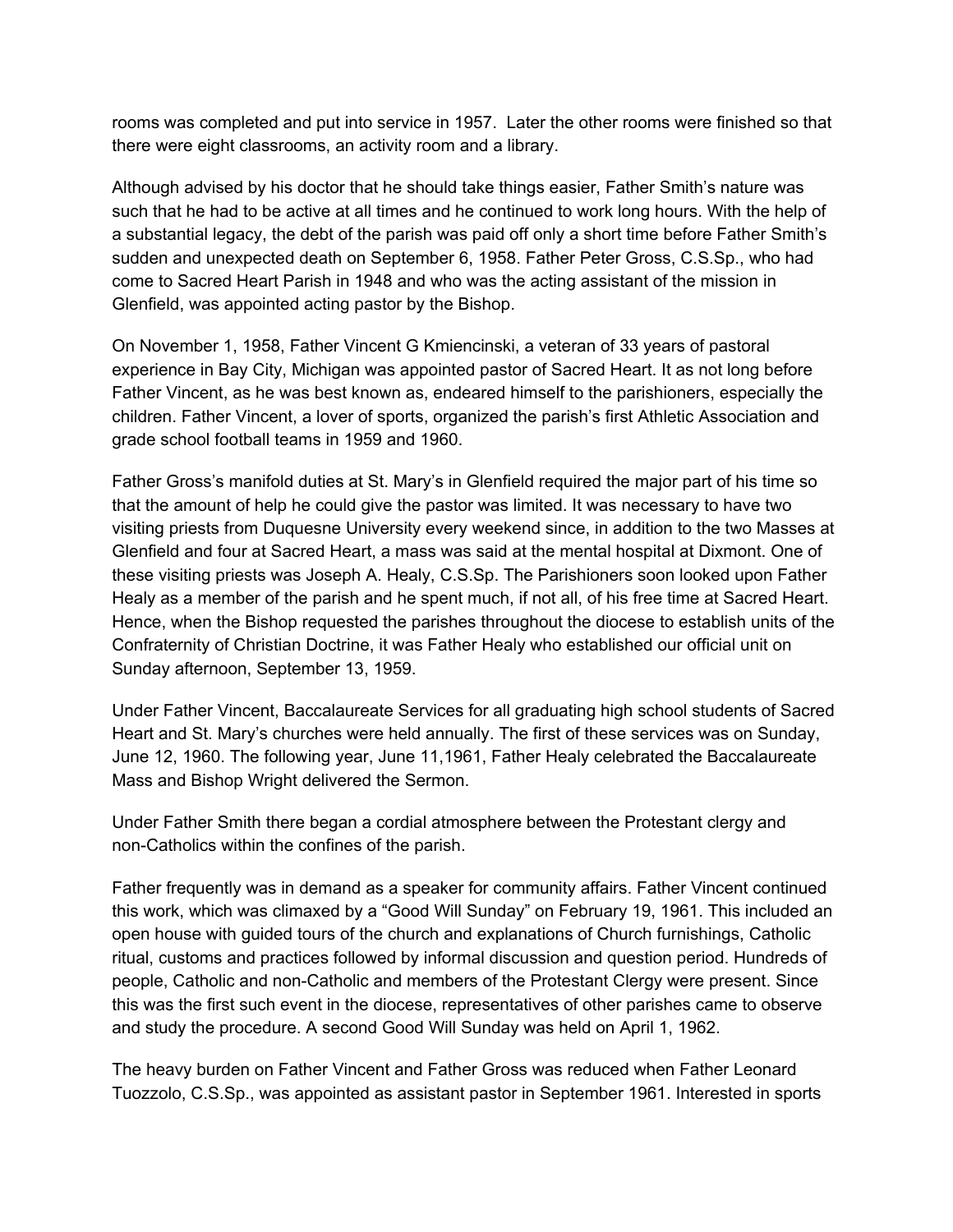rooms was completed and put into service in 1957. Later the other rooms were finished so that there were eight classrooms, an activity room and a library.

Although advised by his doctor that he should take things easier, Father Smith's nature was such that he had to be active at all times and he continued to work long hours. With the help of a substantial legacy, the debt of the parish was paid off only a short time before Father Smith's sudden and unexpected death on September 6, 1958. Father Peter Gross, C.S.Sp., who had come to Sacred Heart Parish in 1948 and who was the acting assistant of the mission in Glenfield, was appointed acting pastor by the Bishop.

On November 1, 1958, Father Vincent G Kmiencinski, a veteran of 33 years of pastoral experience in Bay City, Michigan was appointed pastor of Sacred Heart. It as not long before Father Vincent, as he was best known as, endeared himself to the parishioners, especially the children. Father Vincent, a lover of sports, organized the parish's first Athletic Association and grade school football teams in 1959 and 1960.

Father Gross's manifold duties at St. Mary's in Glenfield required the major part of his time so that the amount of help he could give the pastor was limited. It was necessary to have two visiting priests from Duquesne University every weekend since, in addition to the two Masses at Glenfield and four at Sacred Heart, a mass was said at the mental hospital at Dixmont. One of these visiting priests was Joseph A. Healy, C.S.Sp. The Parishioners soon looked upon Father Healy as a member of the parish and he spent much, if not all, of his free time at Sacred Heart. Hence, when the Bishop requested the parishes throughout the diocese to establish units of the Confraternity of Christian Doctrine, it was Father Healy who established our official unit on Sunday afternoon, September 13, 1959.

Under Father Vincent, Baccalaureate Services for all graduating high school students of Sacred Heart and St. Mary's churches were held annually. The first of these services was on Sunday, June 12, 1960. The following year, June 11,1961, Father Healy celebrated the Baccalaureate Mass and Bishop Wright delivered the Sermon.

Under Father Smith there began a cordial atmosphere between the Protestant clergy and non-Catholics within the confines of the parish.

Father frequently was in demand as a speaker for community affairs. Father Vincent continued this work, which was climaxed by a "Good Will Sunday" on February 19, 1961. This included an open house with guided tours of the church and explanations of Church furnishings, Catholic ritual, customs and practices followed by informal discussion and question period. Hundreds of people, Catholic and non-Catholic and members of the Protestant Clergy were present. Since this was the first such event in the diocese, representatives of other parishes came to observe and study the procedure. A second Good Will Sunday was held on April 1, 1962.

The heavy burden on Father Vincent and Father Gross was reduced when Father Leonard Tuozzolo, C.S.Sp., was appointed as assistant pastor in September 1961. Interested in sports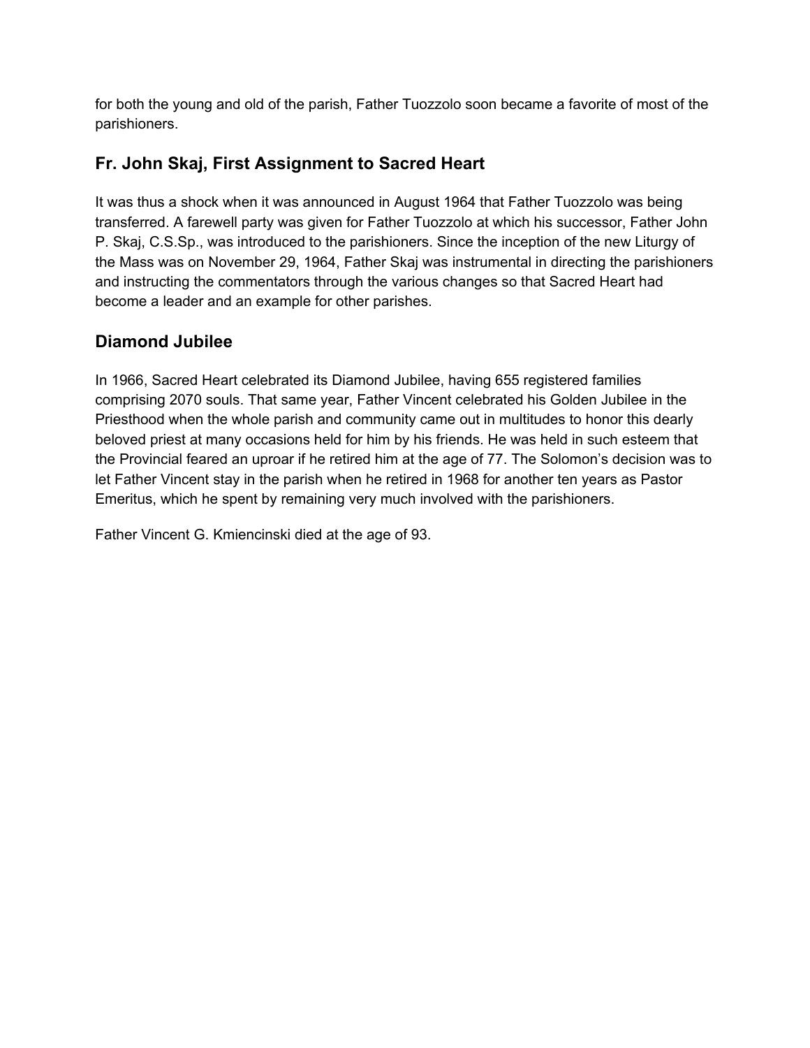for both the young and old of the parish, Father Tuozzolo soon became a favorite of most of the parishioners.

## Fr. John Skaj, First Assignment to Sacred Heart

It was thus a shock when it was announced in August 1964 that Father Tuozzolo was being transferred. A farewell party was given for Father Tuozzolo at which his successor, Father John P. Skaj, C.S.Sp., was introduced to the parishioners. Since the inception of the new Liturgy of the Mass was on November 29, 1964, Father Skaj was instrumental in directing the parishioners and instructing the commentators through the various changes so that Sacred Heart had become a leader and an example for other parishes.

## Diamond Jubilee

In 1966, Sacred Heart celebrated its Diamond Jubilee, having 655 registered families comprising 2070 souls. That same year, Father Vincent celebrated his Golden Jubilee in the Priesthood when the whole parish and community came out in multitudes to honor this dearly beloved priest at many occasions held for him by his friends. He was held in such esteem that the Provincial feared an uproar if he retired him at the age of 77. The Solomon's decision was to let Father Vincent stay in the parish when he retired in 1968 for another ten years as Pastor Emeritus, which he spent by remaining very much involved with the parishioners.

Father Vincent G. Kmiencinski died at the age of 93.